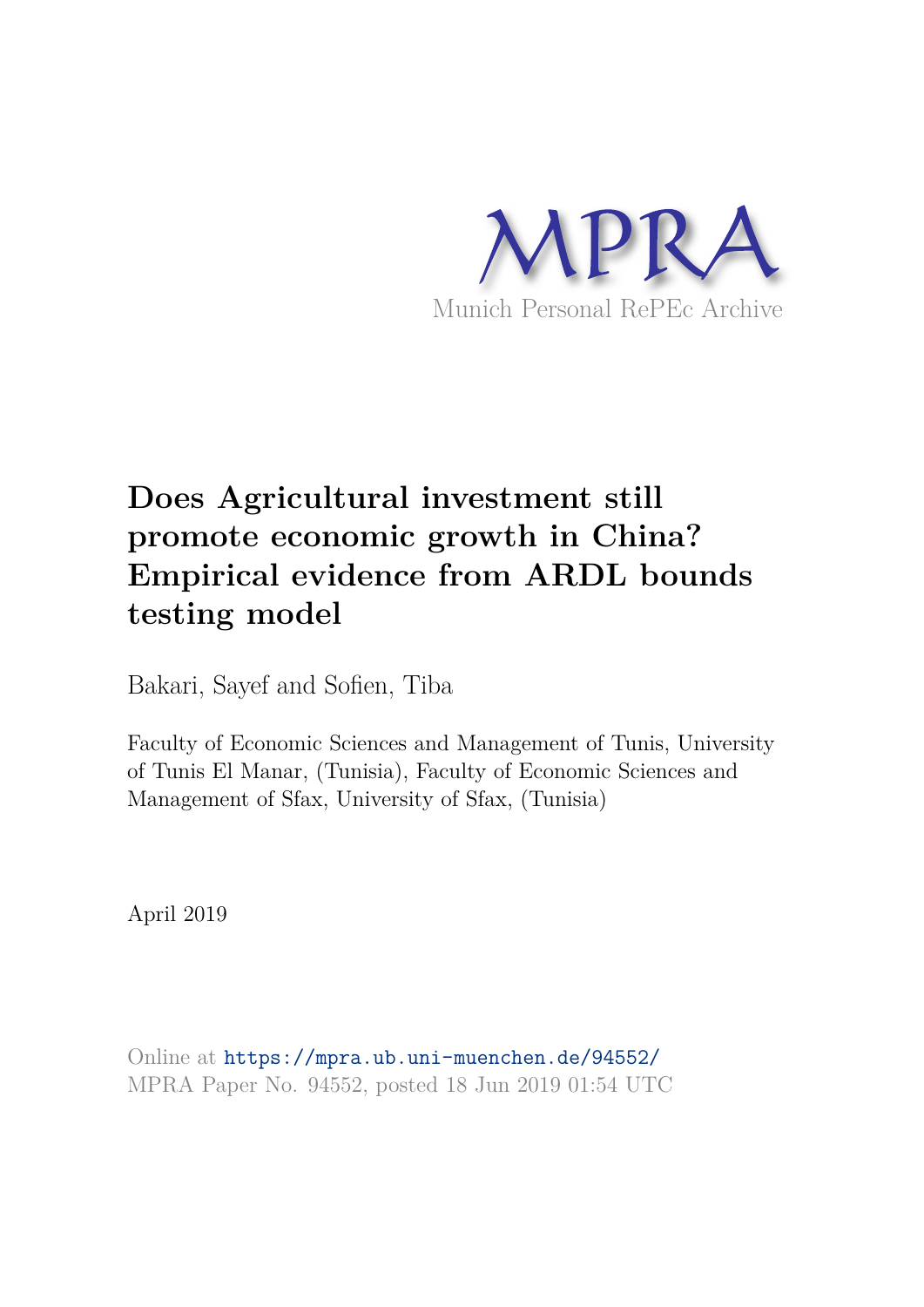MPRA

Munich Personal RePEc Archive

# Does Agricultural investment still promote economic growth in China? Empirical evidence from ARDL bounds testing model

Bakari, Sayef and Sofien, Tiba

Faculty of Economic Sciences and Management of Tunis, University of Tunis El Manar, (Tunisia), Faculty of Economic Sciences and Management of Sfax, University of Sfax, (Tunisia)

April 2019

Online at https://mpra.ub.uni-muenchen.de/94552/
MPRA Paper No. 94552, posted 18 Jun 2019 01:54 UTC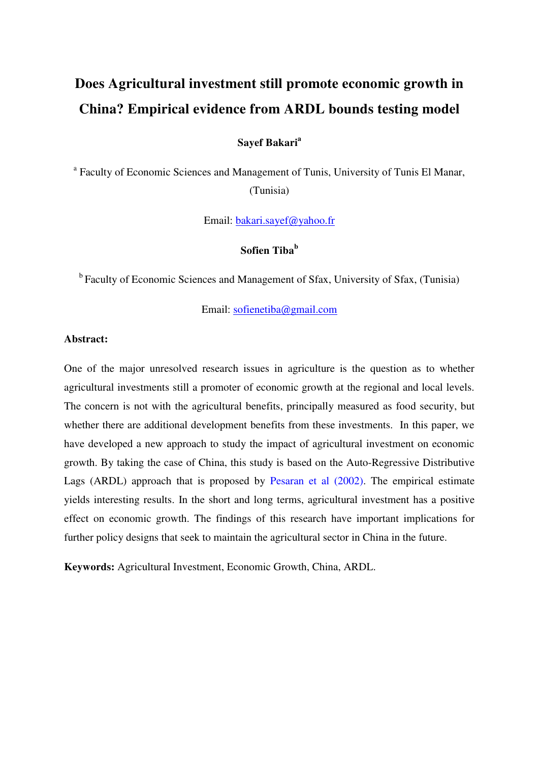# Does Agricultural investment still promote economic growth in China? Empirical evidence from ARDL bounds testing model

**Sayef Bakari**[a]

[a] Faculty of Economic Sciences and Management of Tunis, University of Tunis El Manar, (Tunisia)

Email: bakari.sayef@yahoo.fr

**Sofien Tiba**[b]

[b] Faculty of Economic Sciences and Management of Sfax, University of Sfax, (Tunisia)

Email: sofienetiba@gmail.com

**Abstract:**

One of the major unresolved research issues in agriculture is the question as to whether agricultural investments still a promoter of economic growth at the regional and local levels. The concern is not with the agricultural benefits, principally measured as food security, but whether there are additional development benefits from these investments. In this paper, we have developed a new approach to study the impact of agricultural investment on economic growth. By taking the case of China, this study is based on the Auto-Regressive Distributive Lags (ARDL) approach that is proposed by Pesaran et al (2002). The empirical estimate yields interesting results. In the short and long terms, agricultural investment has a positive effect on economic growth. The findings of this research have important implications for further policy designs that seek to maintain the agricultural sector in China in the future.

**Keywords:** Agricultural Investment, Economic Growth, China, ARDL.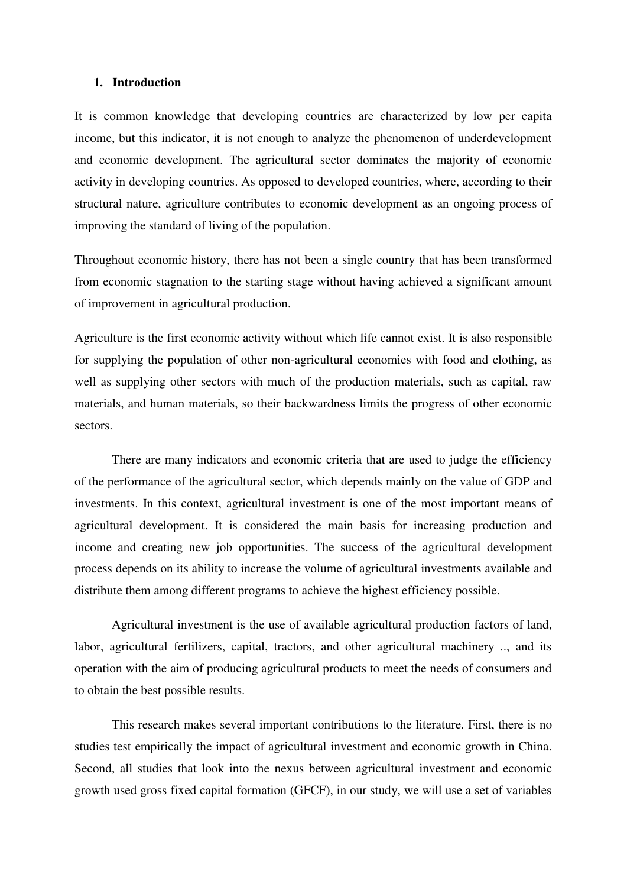## 1. Introduction

It is common knowledge that developing countries are characterized by low per capita income, but this indicator, it is not enough to analyze the phenomenon of underdevelopment and economic development. The agricultural sector dominates the majority of economic activity in developing countries. As opposed to developed countries, where, according to their structural nature, agriculture contributes to economic development as an ongoing process of improving the standard of living of the population.

Throughout economic history, there has not been a single country that has been transformed from economic stagnation to the starting stage without having achieved a significant amount of improvement in agricultural production.

Agriculture is the first economic activity without which life cannot exist. It is also responsible for supplying the population of other non-agricultural economies with food and clothing, as well as supplying other sectors with much of the production materials, such as capital, raw materials, and human materials, so their backwardness limits the progress of other economic sectors.

There are many indicators and economic criteria that are used to judge the efficiency of the performance of the agricultural sector, which depends mainly on the value of GDP and investments. In this context, agricultural investment is one of the most important means of agricultural development. It is considered the main basis for increasing production and income and creating new job opportunities. The success of the agricultural development process depends on its ability to increase the volume of agricultural investments available and distribute them among different programs to achieve the highest efficiency possible.

Agricultural investment is the use of available agricultural production factors of land, labor, agricultural fertilizers, capital, tractors, and other agricultural machinery .., and its operation with the aim of producing agricultural products to meet the needs of consumers and to obtain the best possible results.

This research makes several important contributions to the literature. First, there is no studies test empirically the impact of agricultural investment and economic growth in China. Second, all studies that look into the nexus between agricultural investment and economic growth used gross fixed capital formation (GFCF), in our study, we will use a set of variables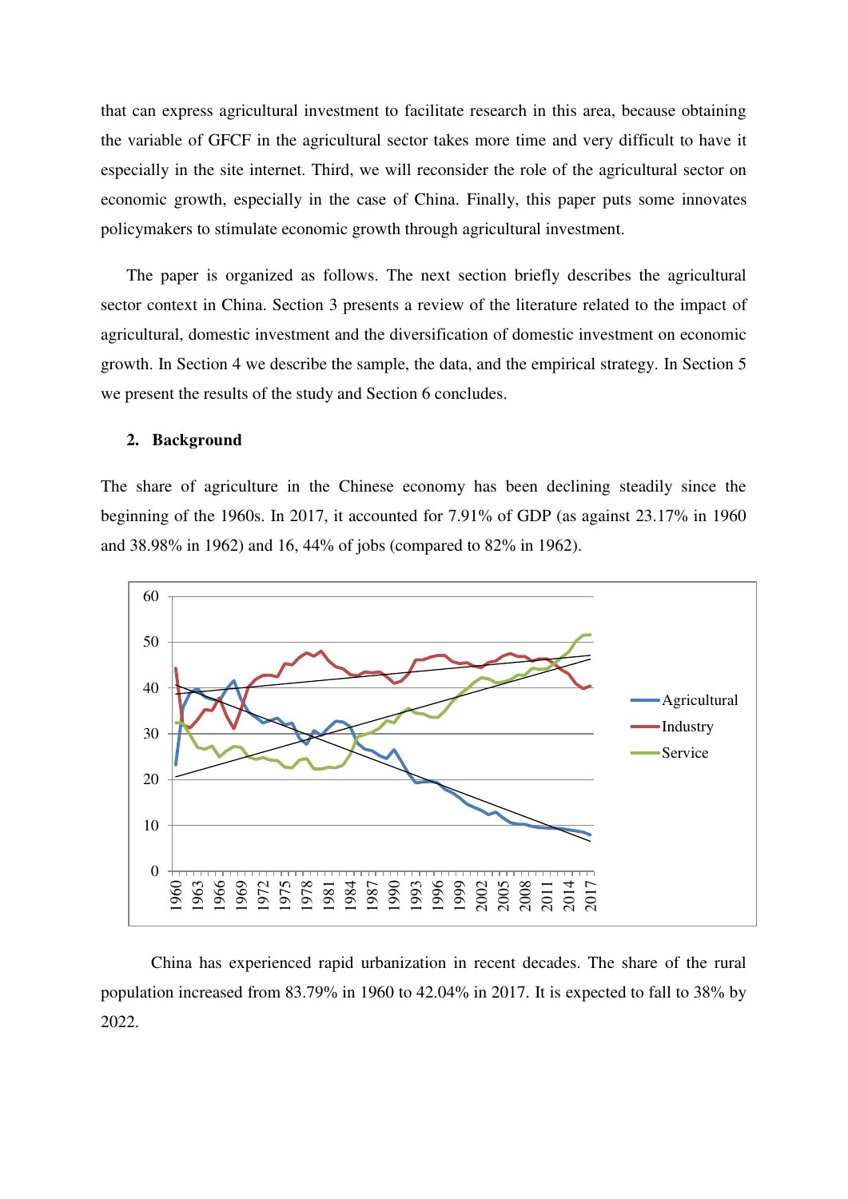that can express agricultural investment to facilitate research in this area, because obtaining the variable of GFCF in the agricultural sector takes more time and very difficult to have it especially in the site internet. Third, we will reconsider the role of the agricultural sector on economic growth, especially in the case of China. Finally, this paper puts some innovates policymakers to stimulate economic growth through agricultural investment.

The paper is organized as follows. The next section briefly describes the agricultural sector context in China. Section 3 presents a review of the literature related to the impact of agricultural, domestic investment and the diversification of domestic investment on economic growth. In Section 4 we describe the sample, the data, and the empirical strategy. In Section 5 we present the results of the study and Section 6 concludes.

## 2. Background

The share of agriculture in the Chinese economy has been declining steadily since the beginning of the 1960s. In 2017, it accounted for 7.91% of GDP (as against 23.17% in 1960 and 38.98% in 1962) and 16, 44% of jobs (compared to 82% in 1962).

China has experienced rapid urbanization in recent decades. The share of the rural population increased from 83.79% in 1960 to 42.04% in 2017. It is expected to fall to 38% by 2022.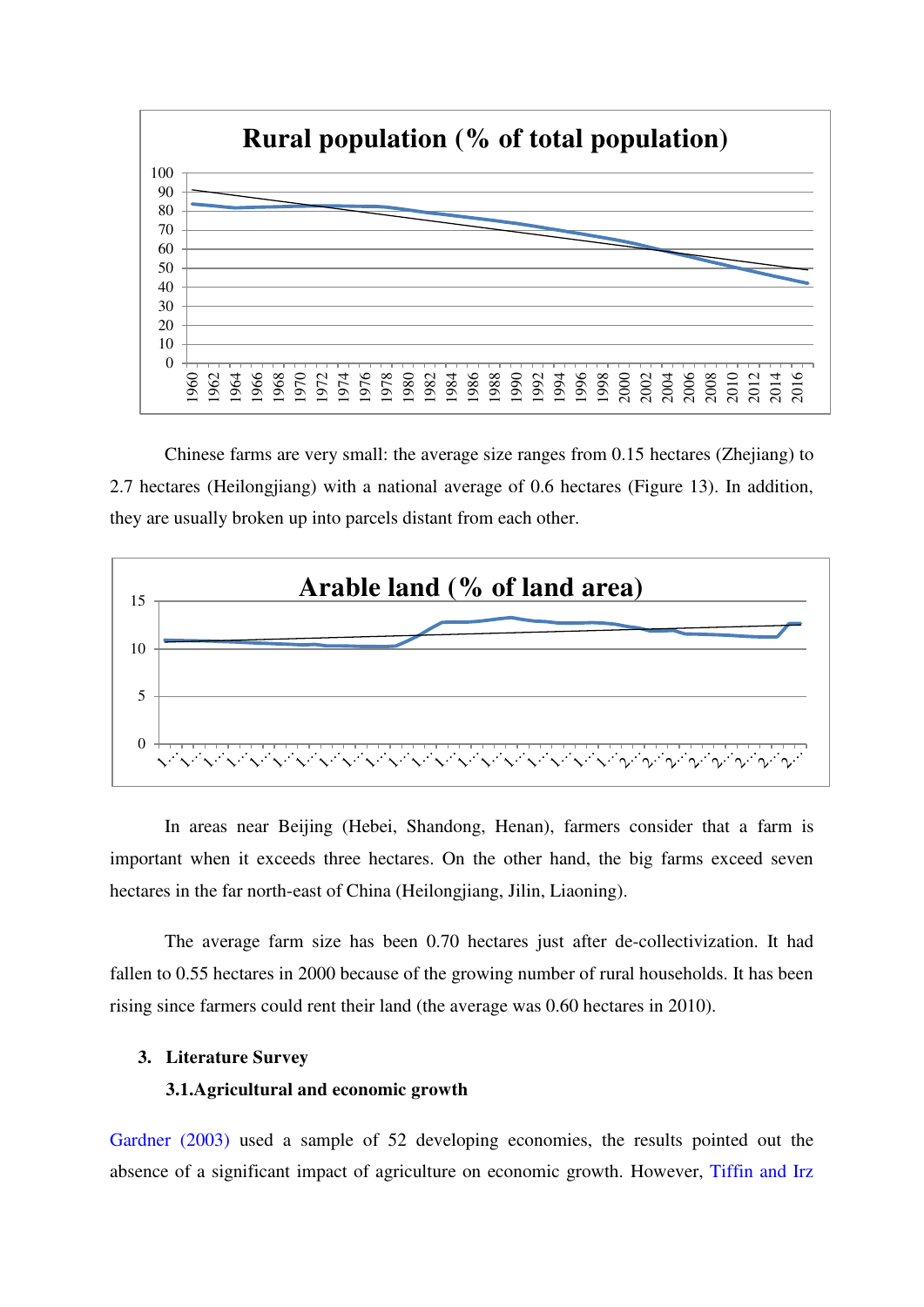Chinese farms are very small: the average size ranges from 0.15 hectares (Zhejiang) to 2.7 hectares (Heilongjiang) with a national average of 0.6 hectares (Figure 13). In addition, they are usually broken up into parcels distant from each other.

In areas near Beijing (Hebei, Shandong, Henan), farmers consider that a farm is important when it exceeds three hectares. On the other hand, the big farms exceed seven hectares in the far north-east of China (Heilongjiang, Jilin, Liaoning).

The average farm size has been 0.70 hectares just after de-collectivization. It had fallen to 0.55 hectares in 2000 because of the growing number of rural households. It has been rising since farmers could rent their land (the average was 0.60 hectares in 2010).

## 3. Literature Survey

### 3.1. Agricultural and economic growth

Gardner (2003) used a sample of 52 developing economies, the results pointed out the absence of a significant impact of agriculture on economic growth. However, Tiffin and Irz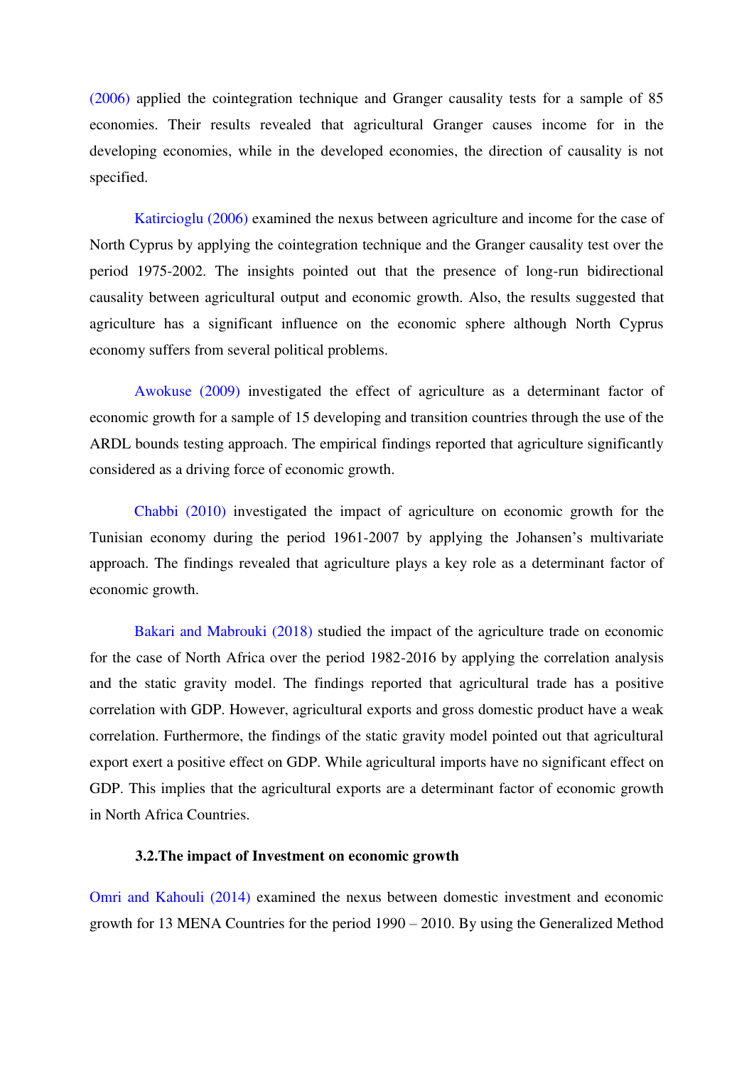(2006) applied the cointegration technique and Granger causality tests for a sample of 85 economies. Their results revealed that agricultural Granger causes income for in the developing economies, while in the developed economies, the direction of causality is not specified.

Katircioglu (2006) examined the nexus between agriculture and income for the case of North Cyprus by applying the cointegration technique and the Granger causality test over the period 1975-2002. The insights pointed out that the presence of long-run bidirectional causality between agricultural output and economic growth. Also, the results suggested that agriculture has a significant influence on the economic sphere although North Cyprus economy suffers from several political problems.

Awokuse (2009) investigated the effect of agriculture as a determinant factor of economic growth for a sample of 15 developing and transition countries through the use of the ARDL bounds testing approach. The empirical findings reported that agriculture significantly considered as a driving force of economic growth.

Chabbi (2010) investigated the impact of agriculture on economic growth for the Tunisian economy during the period 1961-2007 by applying the Johansen's multivariate approach. The findings revealed that agriculture plays a key role as a determinant factor of economic growth.

Bakari and Mabrouki (2018) studied the impact of the agriculture trade on economic for the case of North Africa over the period 1982-2016 by applying the correlation analysis and the static gravity model. The findings reported that agricultural trade has a positive correlation with GDP. However, agricultural exports and gross domestic product have a weak correlation. Furthermore, the findings of the static gravity model pointed out that agricultural export exert a positive effect on GDP. While agricultural imports have no significant effect on GDP. This implies that the agricultural exports are a determinant factor of economic growth in North Africa Countries.

### 3.2.The impact of Investment on economic growth

Omri and Kahouli (2014) examined the nexus between domestic investment and economic growth for 13 MENA Countries for the period 1990 – 2010. By using the Generalized Method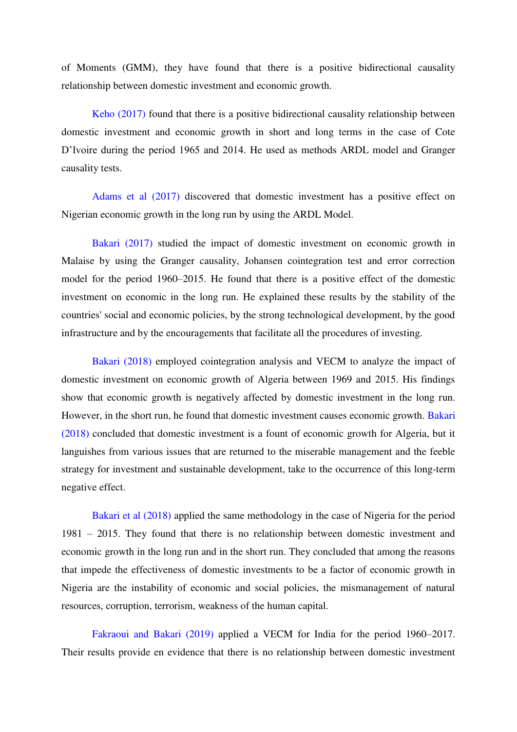of Moments (GMM), they have found that there is a positive bidirectional causality relationship between domestic investment and economic growth.

Keho (2017) found that there is a positive bidirectional causality relationship between domestic investment and economic growth in short and long terms in the case of Cote D'Ivoire during the period 1965 and 2014. He used as methods ARDL model and Granger causality tests.

Adams et al (2017) discovered that domestic investment has a positive effect on Nigerian economic growth in the long run by using the ARDL Model.

Bakari (2017) studied the impact of domestic investment on economic growth in Malaise by using the Granger causality, Johansen cointegration test and error correction model for the period 1960–2015. He found that there is a positive effect of the domestic investment on economic in the long run. He explained these results by the stability of the countries' social and economic policies, by the strong technological development, by the good infrastructure and by the encouragements that facilitate all the procedures of investing.

Bakari (2018) employed cointegration analysis and VECM to analyze the impact of domestic investment on economic growth of Algeria between 1969 and 2015. His findings show that economic growth is negatively affected by domestic investment in the long run. However, in the short run, he found that domestic investment causes economic growth. Bakari (2018) concluded that domestic investment is a fount of economic growth for Algeria, but it languishes from various issues that are returned to the miserable management and the feeble strategy for investment and sustainable development, take to the occurrence of this long-term negative effect.

Bakari et al (2018) applied the same methodology in the case of Nigeria for the period 1981 – 2015. They found that there is no relationship between domestic investment and economic growth in the long run and in the short run. They concluded that among the reasons that impede the effectiveness of domestic investments to be a factor of economic growth in Nigeria are the instability of economic and social policies, the mismanagement of natural resources, corruption, terrorism, weakness of the human capital.

Fakraoui and Bakari (2019) applied a VECM for India for the period 1960–2017. Their results provide en evidence that there is no relationship between domestic investment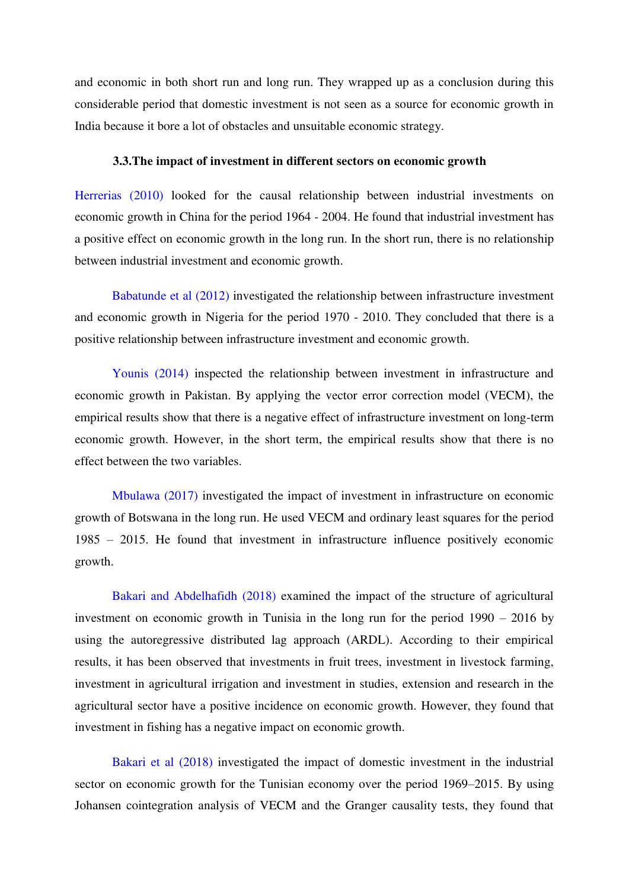and economic in both short run and long run. They wrapped up as a conclusion during this considerable period that domestic investment is not seen as a source for economic growth in India because it bore a lot of obstacles and unsuitable economic strategy.

### 3.3.The impact of investment in different sectors on economic growth

Herrerias (2010) looked for the causal relationship between industrial investments on economic growth in China for the period 1964 - 2004. He found that industrial investment has a positive effect on economic growth in the long run. In the short run, there is no relationship between industrial investment and economic growth.

Babatunde et al (2012) investigated the relationship between infrastructure investment and economic growth in Nigeria for the period 1970 - 2010. They concluded that there is a positive relationship between infrastructure investment and economic growth.

Younis (2014) inspected the relationship between investment in infrastructure and economic growth in Pakistan. By applying the vector error correction model (VECM), the empirical results show that there is a negative effect of infrastructure investment on long-term economic growth. However, in the short term, the empirical results show that there is no effect between the two variables.

Mbulawa (2017) investigated the impact of investment in infrastructure on economic growth of Botswana in the long run. He used VECM and ordinary least squares for the period 1985 – 2015. He found that investment in infrastructure influence positively economic growth.

Bakari and Abdelhafidh (2018) examined the impact of the structure of agricultural investment on economic growth in Tunisia in the long run for the period 1990 – 2016 by using the autoregressive distributed lag approach (ARDL). According to their empirical results, it has been observed that investments in fruit trees, investment in livestock farming, investment in agricultural irrigation and investment in studies, extension and research in the agricultural sector have a positive incidence on economic growth. However, they found that investment in fishing has a negative impact on economic growth.

Bakari et al (2018) investigated the impact of domestic investment in the industrial sector on economic growth for the Tunisian economy over the period 1969–2015. By using Johansen cointegration analysis of VECM and the Granger causality tests, they found that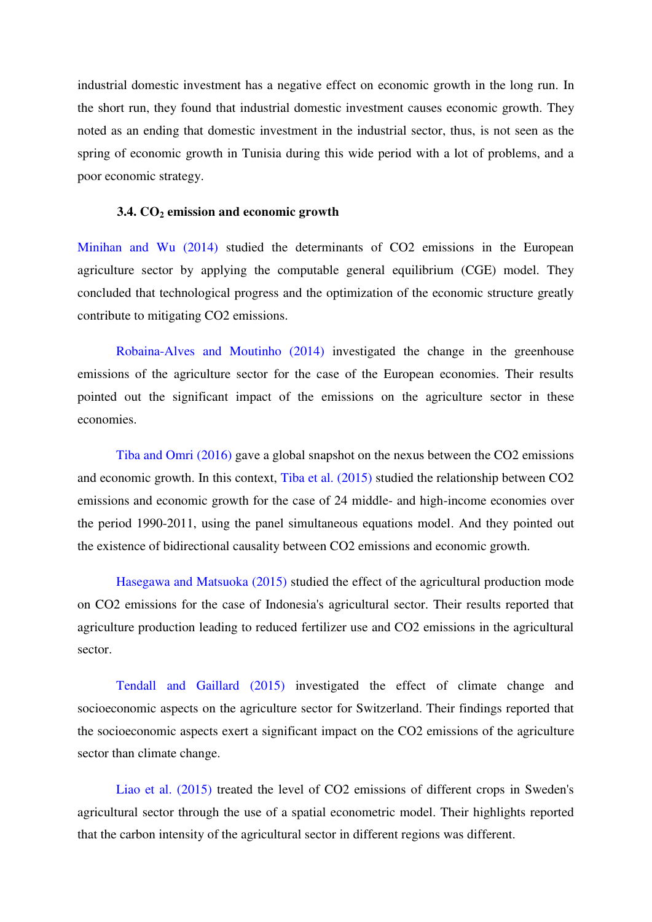industrial domestic investment has a negative effect on economic growth in the long run. In the short run, they found that industrial domestic investment causes economic growth. They noted as an ending that domestic investment in the industrial sector, thus, is not seen as the spring of economic growth in Tunisia during this wide period with a lot of problems, and a poor economic strategy.

### 3.4. $CO_2$ emission and economic growth

Minihan and Wu (2014) studied the determinants of CO2 emissions in the European agriculture sector by applying the computable general equilibrium (CGE) model. They concluded that technological progress and the optimization of the economic structure greatly contribute to mitigating CO2 emissions.

Robaina-Alves and Moutinho (2014) investigated the change in the greenhouse emissions of the agriculture sector for the case of the European economies. Their results pointed out the significant impact of the emissions on the agriculture sector in these economies.

Tiba and Omri (2016) gave a global snapshot on the nexus between the CO2 emissions and economic growth. In this context, Tiba et al. (2015) studied the relationship between CO2 emissions and economic growth for the case of 24 middle- and high-income economies over the period 1990-2011, using the panel simultaneous equations model. And they pointed out the existence of bidirectional causality between CO2 emissions and economic growth.

Hasegawa and Matsuoka (2015) studied the effect of the agricultural production mode on CO2 emissions for the case of Indonesia's agricultural sector. Their results reported that agriculture production leading to reduced fertilizer use and CO2 emissions in the agricultural sector.

Tendall and Gaillard (2015) investigated the effect of climate change and socioeconomic aspects on the agriculture sector for Switzerland. Their findings reported that the socioeconomic aspects exert a significant impact on the CO2 emissions of the agriculture sector than climate change.

Liao et al. (2015) treated the level of CO2 emissions of different crops in Sweden's agricultural sector through the use of a spatial econometric model. Their highlights reported that the carbon intensity of the agricultural sector in different regions was different.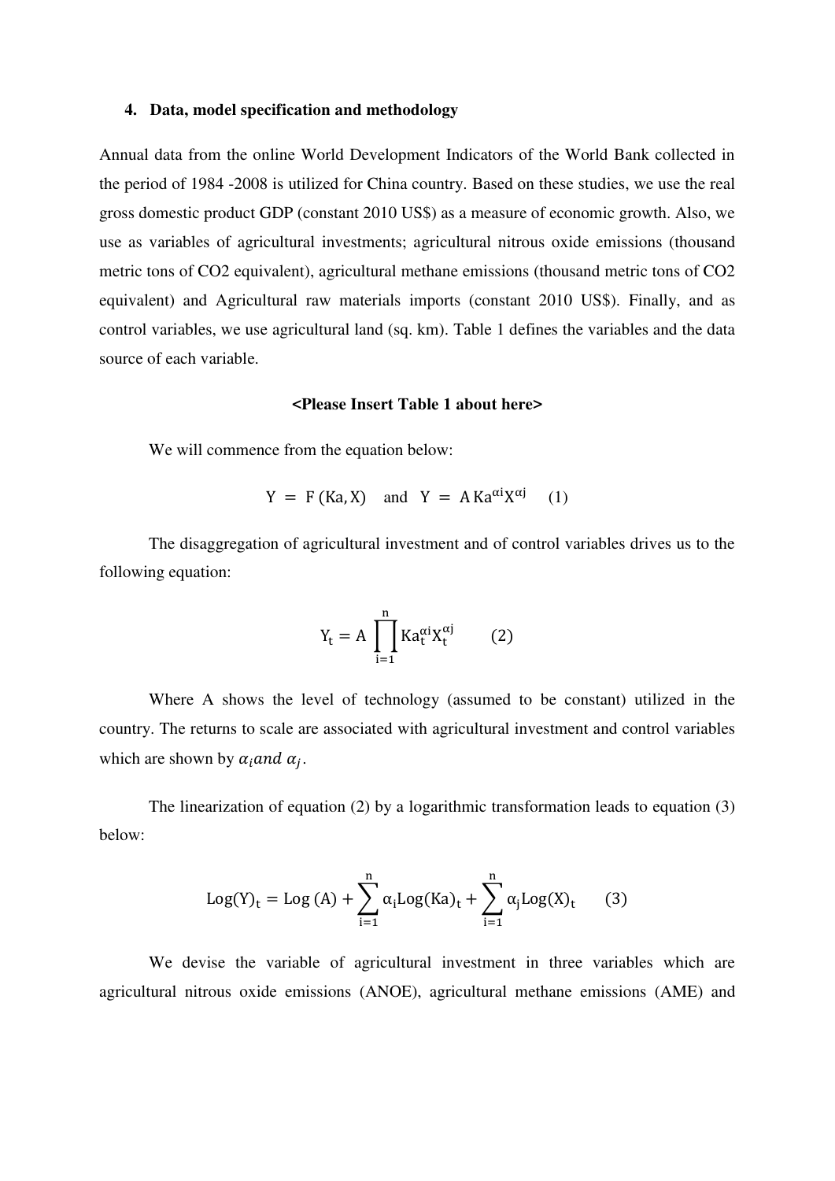## 4. Data, model specification and methodology

Annual data from the online World Development Indicators of the World Bank collected in the period of 1984 -2008 is utilized for China country. Based on these studies, we use the real gross domestic product GDP (constant 2010 US$) as a measure of economic growth. Also, we use as variables of agricultural investments; agricultural nitrous oxide emissions (thousand metric tons of CO2 equivalent), agricultural methane emissions (thousand metric tons of CO2 equivalent) and Agricultural raw materials imports (constant 2010 US$). Finally, and as control variables, we use agricultural land (sq. km). Table 1 defines the variables and the data source of each variable.

**<Please Insert Table 1 about here>**

We will commence from the equation below:

$$Y = F(Ka, X) \quad \text{and} \quad Y = A\, Ka^{\alpha i} X^{\alpha j} \qquad (1)$$

The disaggregation of agricultural investment and of control variables drives us to the following equation:

$$Y_t = A \prod_{i=1}^{n} Ka_t^{\alpha i} X_t^{\alpha j} \qquad (2)$$

Where A shows the level of technology (assumed to be constant) utilized in the country. The returns to scale are associated with agricultural investment and control variables which are shown by $\alpha_i and\ \alpha_j$.

The linearization of equation (2) by a logarithmic transformation leads to equation (3) below:

$$\mathrm{Log}(Y)_t = \mathrm{Log}\,(A) + \sum_{i=1}^{n} \alpha_i \mathrm{Log}(Ka)_t + \sum_{i=1}^{n} \alpha_j \mathrm{Log}(X)_t \qquad (3)$$

We devise the variable of agricultural investment in three variables which are agricultural nitrous oxide emissions (ANOE), agricultural methane emissions (AME) and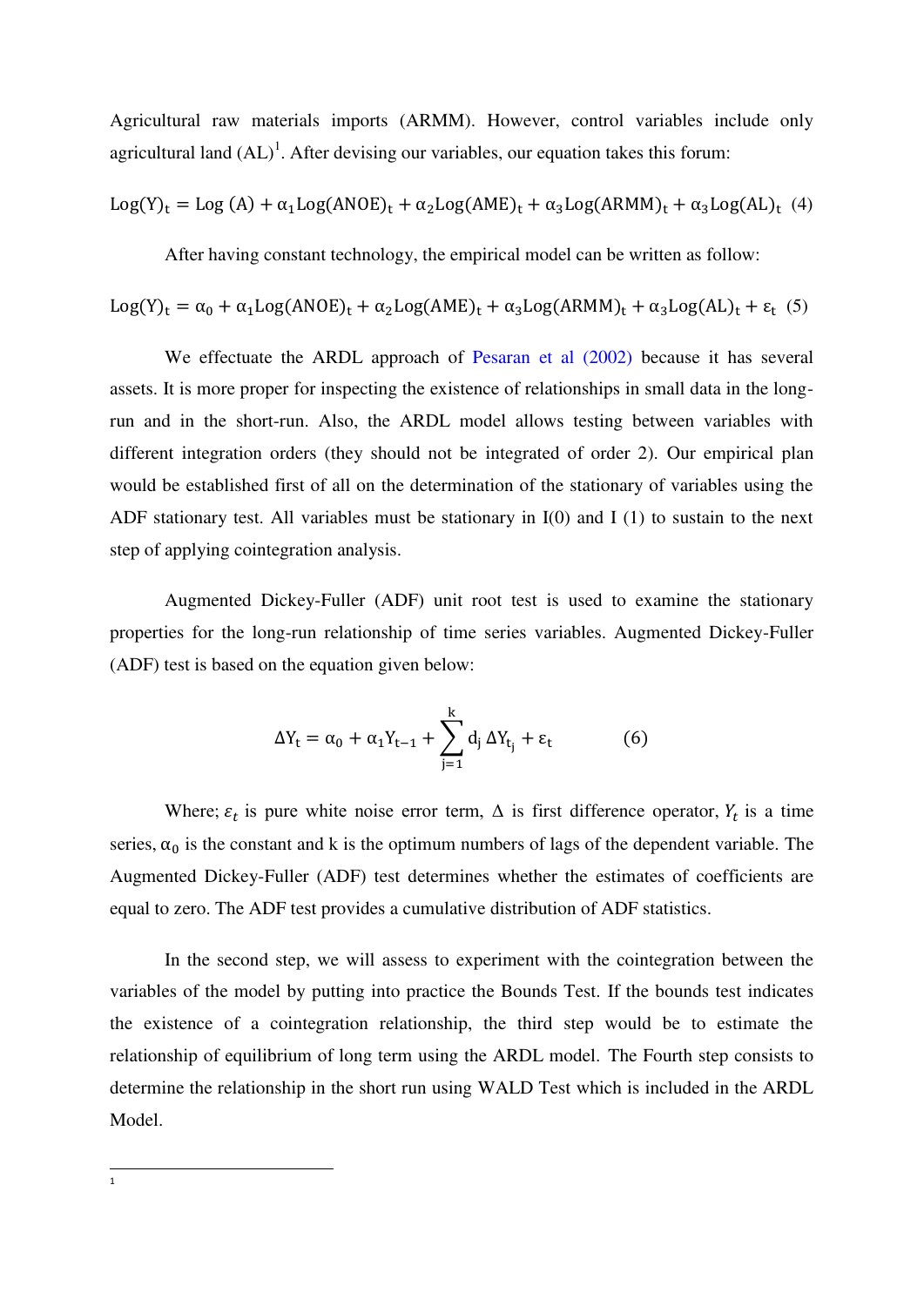Agricultural raw materials imports (ARMM). However, control variables include only agricultural land (AL)[1]. After devising our variables, our equation takes this forum:

$$\mathrm{Log}(\mathrm{Y})_t = \mathrm{Log}\ (\mathrm{A}) + \alpha_1 \mathrm{Log}(\mathrm{ANOE})_t + \alpha_2 \mathrm{Log}(\mathrm{AME})_t + \alpha_3 \mathrm{Log}(\mathrm{ARMM})_t + \alpha_3 \mathrm{Log}(\mathrm{AL})_t \quad (4)$$

After having constant technology, the empirical model can be written as follow:

$$\mathrm{Log}(\mathrm{Y})_t = \alpha_0 + \alpha_1 \mathrm{Log}(\mathrm{ANOE})_t + \alpha_2 \mathrm{Log}(\mathrm{AME})_t + \alpha_3 \mathrm{Log}(\mathrm{ARMM})_t + \alpha_3 \mathrm{Log}(\mathrm{AL})_t + \varepsilon_t \quad (5)$$

We effectuate the ARDL approach of Pesaran et al (2002) because it has several assets. It is more proper for inspecting the existence of relationships in small data in the long-run and in the short-run. Also, the ARDL model allows testing between variables with different integration orders (they should not be integrated of order 2). Our empirical plan would be established first of all on the determination of the stationary of variables using the ADF stationary test. All variables must be stationary in I(0) and I (1) to sustain to the next step of applying cointegration analysis.

Augmented Dickey-Fuller (ADF) unit root test is used to examine the stationary properties for the long-run relationship of time series variables. Augmented Dickey-Fuller (ADF) test is based on the equation given below:

$$\Delta \mathrm{Y}_t = \alpha_0 + \alpha_1 \mathrm{Y}_{t-1} + \sum_{j=1}^{k} \mathrm{d}_j\, \Delta \mathrm{Y}_{t_j} + \varepsilon_t \qquad (6)$$

Where; $\varepsilon_t$ is pure white noise error term, $\Delta$ is first difference operator, $Y_t$ is a time series, $\alpha_0$ is the constant and k is the optimum numbers of lags of the dependent variable. The Augmented Dickey-Fuller (ADF) test determines whether the estimates of coefficients are equal to zero. The ADF test provides a cumulative distribution of ADF statistics.

In the second step, we will assess to experiment with the cointegration between the variables of the model by putting into practice the Bounds Test. If the bounds test indicates the existence of a cointegration relationship, the third step would be to estimate the relationship of equilibrium of long term using the ARDL model. The Fourth step consists to determine the relationship in the short run using WALD Test which is included in the ARDL Model.

[1]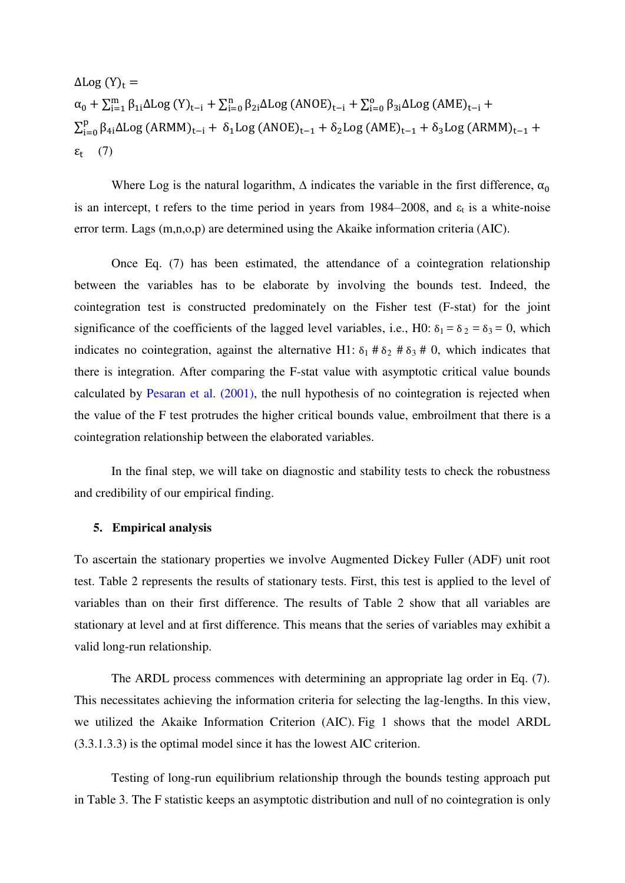$$\Delta \text{Log}\,(\text{Y})_t =$$
$$\alpha_0 + \sum_{i=1}^{m} \beta_{1i} \Delta \text{Log}\,(\text{Y})_{t-i} + \sum_{i=0}^{n} \beta_{2i} \Delta \text{Log}\,(\text{ANOE})_{t-i} + \sum_{i=0}^{o} \beta_{3i} \Delta \text{Log}\,(\text{AME})_{t-i} + \sum_{i=0}^{p} \beta_{4i} \Delta \text{Log}\,(\text{ARMM})_{t-i} + \delta_1 \text{Log}\,(\text{ANOE})_{t-1} + \delta_2 \text{Log}\,(\text{AME})_{t-1} + \delta_3 \text{Log}\,(\text{ARMM})_{t-1} + \varepsilon_t \quad (7)$$

Where Log is the natural logarithm, Δ indicates the variable in the first difference, $\alpha_0$ is an intercept, t refers to the time period in years from 1984–2008, and $\varepsilon_t$ is a white-noise error term. Lags (m,n,o,p) are determined using the Akaike information criteria (AIC).

Once Eq. (7) has been estimated, the attendance of a cointegration relationship between the variables has to be elaborate by involving the bounds test. Indeed, the cointegration test is constructed predominately on the Fisher test (F-stat) for the joint significance of the coefficients of the lagged level variables, i.e., H0: $\delta_1 = \delta_2 = \delta_3 = 0$, which indicates no cointegration, against the alternative H1: $\delta_1 \# \delta_2 \# \delta_3 \# 0$, which indicates that there is integration. After comparing the F-stat value with asymptotic critical value bounds calculated by Pesaran et al. (2001), the null hypothesis of no cointegration is rejected when the value of the F test protrudes the higher critical bounds value, embroilment that there is a cointegration relationship between the elaborated variables.

In the final step, we will take on diagnostic and stability tests to check the robustness and credibility of our empirical finding.

## 5. Empirical analysis

To ascertain the stationary properties we involve Augmented Dickey Fuller (ADF) unit root test. Table 2 represents the results of stationary tests. First, this test is applied to the level of variables than on their first difference. The results of Table 2 show that all variables are stationary at level and at first difference. This means that the series of variables may exhibit a valid long-run relationship.

The ARDL process commences with determining an appropriate lag order in Eq. (7). This necessitates achieving the information criteria for selecting the lag-lengths. In this view, we utilized the Akaike Information Criterion (AIC). Fig 1 shows that the model ARDL (3.3.1.3.3) is the optimal model since it has the lowest AIC criterion.

Testing of long-run equilibrium relationship through the bounds testing approach put in Table 3. The F statistic keeps an asymptotic distribution and null of no cointegration is only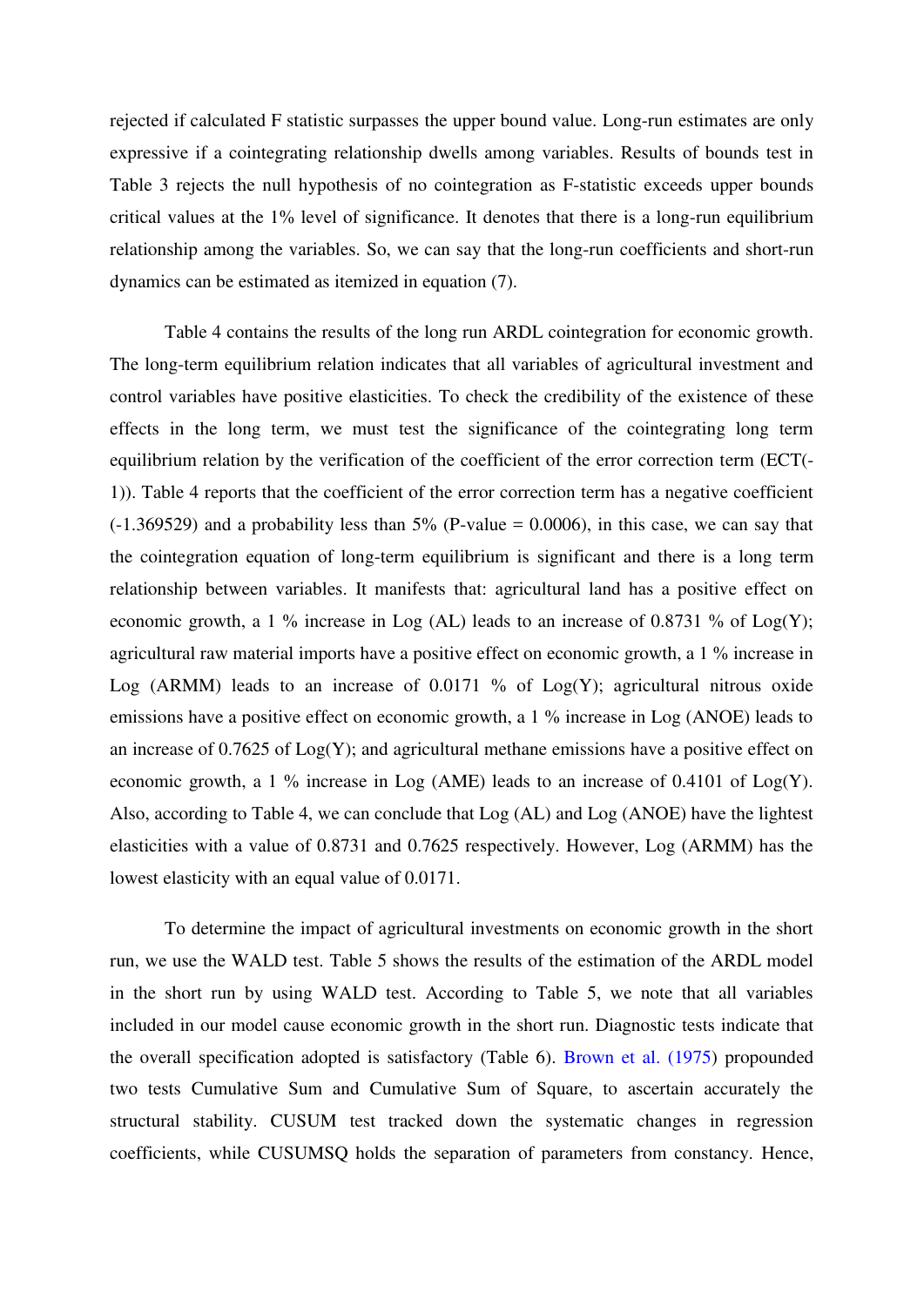rejected if calculated F statistic surpasses the upper bound value. Long-run estimates are only expressive if a cointegrating relationship dwells among variables. Results of bounds test in Table 3 rejects the null hypothesis of no cointegration as F-statistic exceeds upper bounds critical values at the 1% level of significance. It denotes that there is a long-run equilibrium relationship among the variables. So, we can say that the long-run coefficients and short-run dynamics can be estimated as itemized in equation (7).

Table 4 contains the results of the long run ARDL cointegration for economic growth. The long-term equilibrium relation indicates that all variables of agricultural investment and control variables have positive elasticities. To check the credibility of the existence of these effects in the long term, we must test the significance of the cointegrating long term equilibrium relation by the verification of the coefficient of the error correction term (ECT(-1)). Table 4 reports that the coefficient of the error correction term has a negative coefficient (-1.369529) and a probability less than 5% (P-value = 0.0006), in this case, we can say that the cointegration equation of long-term equilibrium is significant and there is a long term relationship between variables. It manifests that: agricultural land has a positive effect on economic growth, a 1 % increase in Log (AL) leads to an increase of 0.8731 % of Log(Y); agricultural raw material imports have a positive effect on economic growth, a 1 % increase in Log (ARMM) leads to an increase of 0.0171 % of Log(Y); agricultural nitrous oxide emissions have a positive effect on economic growth, a 1 % increase in Log (ANOE) leads to an increase of 0.7625 of Log(Y); and agricultural methane emissions have a positive effect on economic growth, a 1 % increase in Log (AME) leads to an increase of 0.4101 of Log(Y). Also, according to Table 4, we can conclude that Log (AL) and Log (ANOE) have the lightest elasticities with a value of 0.8731 and 0.7625 respectively. However, Log (ARMM) has the lowest elasticity with an equal value of 0.0171.

To determine the impact of agricultural investments on economic growth in the short run, we use the WALD test. Table 5 shows the results of the estimation of the ARDL model in the short run by using WALD test. According to Table 5, we note that all variables included in our model cause economic growth in the short run. Diagnostic tests indicate that the overall specification adopted is satisfactory (Table 6). Brown et al. (1975) propounded two tests Cumulative Sum and Cumulative Sum of Square, to ascertain accurately the structural stability. CUSUM test tracked down the systematic changes in regression coefficients, while CUSUMSQ holds the separation of parameters from constancy. Hence,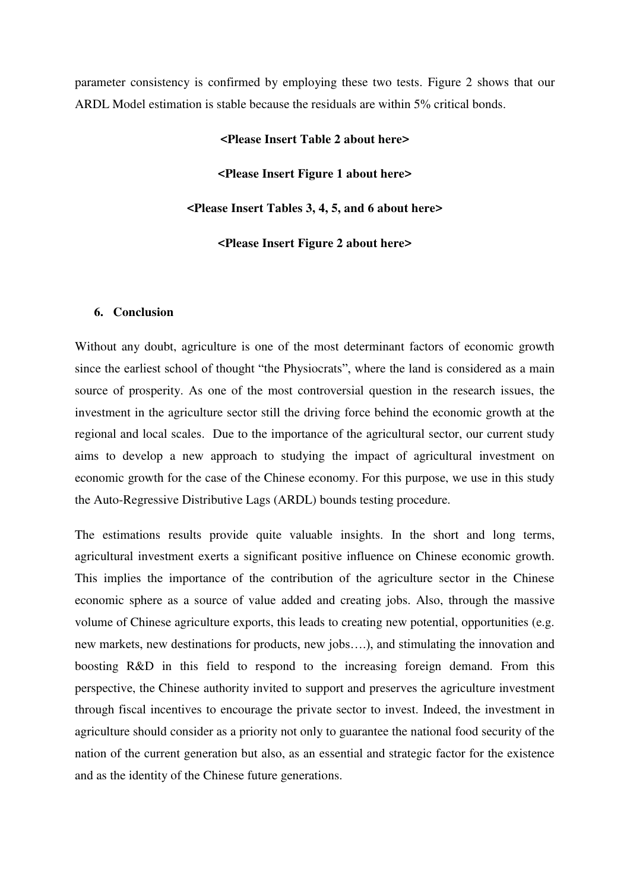parameter consistency is confirmed by employing these two tests. Figure 2 shows that our ARDL Model estimation is stable because the residuals are within 5% critical bonds.

**<Please Insert Table 2 about here>**

**<Please Insert Figure 1 about here>**

**<Please Insert Tables 3, 4, 5, and 6 about here>**

**<Please Insert Figure 2 about here>**

## 6. Conclusion

Without any doubt, agriculture is one of the most determinant factors of economic growth since the earliest school of thought "the Physiocrats", where the land is considered as a main source of prosperity. As one of the most controversial question in the research issues, the investment in the agriculture sector still the driving force behind the economic growth at the regional and local scales. Due to the importance of the agricultural sector, our current study aims to develop a new approach to studying the impact of agricultural investment on economic growth for the case of the Chinese economy. For this purpose, we use in this study the Auto-Regressive Distributive Lags (ARDL) bounds testing procedure.

The estimations results provide quite valuable insights. In the short and long terms, agricultural investment exerts a significant positive influence on Chinese economic growth. This implies the importance of the contribution of the agriculture sector in the Chinese economic sphere as a source of value added and creating jobs. Also, through the massive volume of Chinese agriculture exports, this leads to creating new potential, opportunities (e.g. new markets, new destinations for products, new jobs….), and stimulating the innovation and boosting R&D in this field to respond to the increasing foreign demand. From this perspective, the Chinese authority invited to support and preserves the agriculture investment through fiscal incentives to encourage the private sector to invest. Indeed, the investment in agriculture should consider as a priority not only to guarantee the national food security of the nation of the current generation but also, as an essential and strategic factor for the existence and as the identity of the Chinese future generations.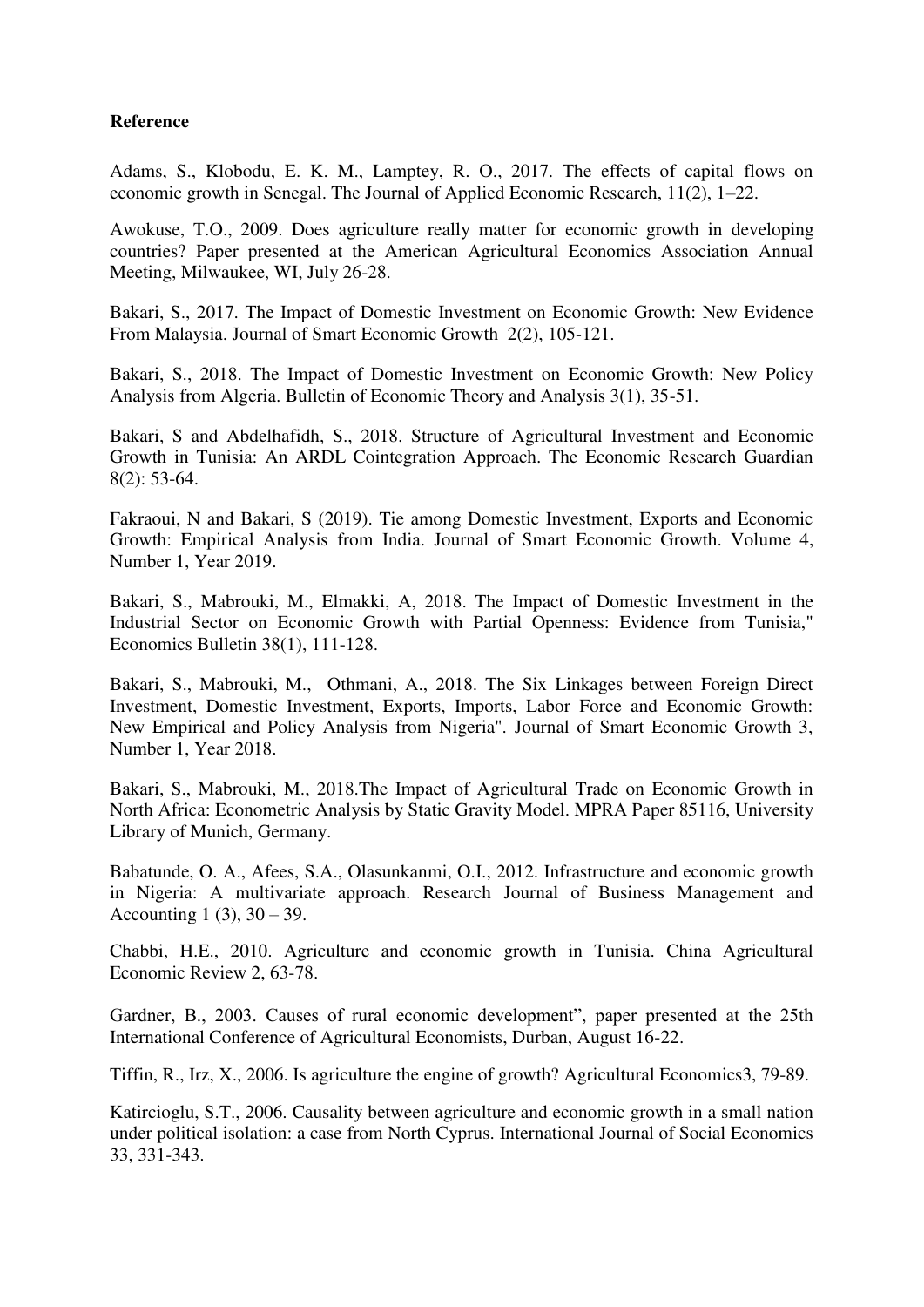**Reference**

Adams, S., Klobodu, E. K. M., Lamptey, R. O., 2017. The effects of capital flows on economic growth in Senegal. The Journal of Applied Economic Research, 11(2), 1–22.

Awokuse, T.O., 2009. Does agriculture really matter for economic growth in developing countries? Paper presented at the American Agricultural Economics Association Annual Meeting, Milwaukee, WI, July 26-28.

Bakari, S., 2017. The Impact of Domestic Investment on Economic Growth: New Evidence From Malaysia. Journal of Smart Economic Growth 2(2), 105-121.

Bakari, S., 2018. The Impact of Domestic Investment on Economic Growth: New Policy Analysis from Algeria. Bulletin of Economic Theory and Analysis 3(1), 35-51.

Bakari, S and Abdelhafidh, S., 2018. Structure of Agricultural Investment and Economic Growth in Tunisia: An ARDL Cointegration Approach. The Economic Research Guardian 8(2): 53-64.

Fakraoui, N and Bakari, S (2019). Tie among Domestic Investment, Exports and Economic Growth: Empirical Analysis from India. Journal of Smart Economic Growth. Volume 4, Number 1, Year 2019.

Bakari, S., Mabrouki, M., Elmakki, A, 2018. The Impact of Domestic Investment in the Industrial Sector on Economic Growth with Partial Openness: Evidence from Tunisia," Economics Bulletin 38(1), 111-128.

Bakari, S., Mabrouki, M., Othmani, A., 2018. The Six Linkages between Foreign Direct Investment, Domestic Investment, Exports, Imports, Labor Force and Economic Growth: New Empirical and Policy Analysis from Nigeria". Journal of Smart Economic Growth 3, Number 1, Year 2018.

Bakari, S., Mabrouki, M., 2018.The Impact of Agricultural Trade on Economic Growth in North Africa: Econometric Analysis by Static Gravity Model. MPRA Paper 85116, University Library of Munich, Germany.

Babatunde, O. A., Afees, S.A., Olasunkanmi, O.I., 2012. Infrastructure and economic growth in Nigeria: A multivariate approach. Research Journal of Business Management and Accounting 1 (3), 30 – 39.

Chabbi, H.E., 2010. Agriculture and economic growth in Tunisia. China Agricultural Economic Review 2, 63-78.

Gardner, B., 2003. Causes of rural economic development", paper presented at the 25th International Conference of Agricultural Economists, Durban, August 16-22.

Tiffin, R., Irz, X., 2006. Is agriculture the engine of growth? Agricultural Economics3, 79-89.

Katircioglu, S.T., 2006. Causality between agriculture and economic growth in a small nation under political isolation: a case from North Cyprus. International Journal of Social Economics 33, 331-343.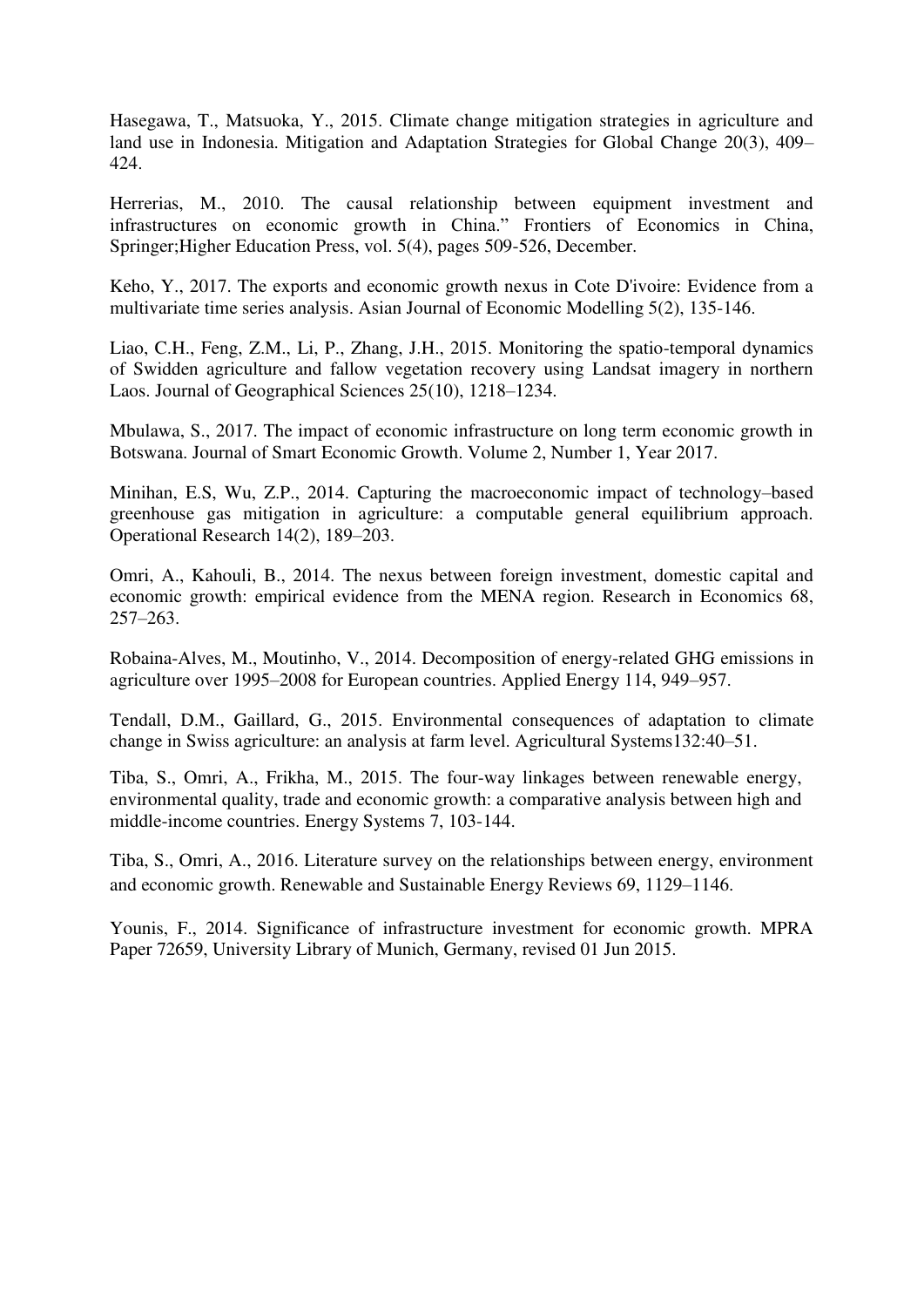Hasegawa, T., Matsuoka, Y., 2015. Climate change mitigation strategies in agriculture and land use in Indonesia. Mitigation and Adaptation Strategies for Global Change 20(3), 409–424.

Herrerias, M., 2010. The causal relationship between equipment investment and infrastructures on economic growth in China." Frontiers of Economics in China, Springer;Higher Education Press, vol. 5(4), pages 509-526, December.

Keho, Y., 2017. The exports and economic growth nexus in Cote D'ivoire: Evidence from a multivariate time series analysis. Asian Journal of Economic Modelling 5(2), 135-146.

Liao, C.H., Feng, Z.M., Li, P., Zhang, J.H., 2015. Monitoring the spatio-temporal dynamics of Swidden agriculture and fallow vegetation recovery using Landsat imagery in northern Laos. Journal of Geographical Sciences 25(10), 1218–1234.

Mbulawa, S., 2017. The impact of economic infrastructure on long term economic growth in Botswana. Journal of Smart Economic Growth. Volume 2, Number 1, Year 2017.

Minihan, E.S, Wu, Z.P., 2014. Capturing the macroeconomic impact of technology–based greenhouse gas mitigation in agriculture: a computable general equilibrium approach. Operational Research 14(2), 189–203.

Omri, A., Kahouli, B., 2014. The nexus between foreign investment, domestic capital and economic growth: empirical evidence from the MENA region. Research in Economics 68, 257–263.

Robaina-Alves, M., Moutinho, V., 2014. Decomposition of energy-related GHG emissions in agriculture over 1995–2008 for European countries. Applied Energy 114, 949–957.

Tendall, D.M., Gaillard, G., 2015. Environmental consequences of adaptation to climate change in Swiss agriculture: an analysis at farm level. Agricultural Systems132:40–51.

Tiba, S., Omri, A., Frikha, M., 2015. The four-way linkages between renewable energy, environmental quality, trade and economic growth: a comparative analysis between high and middle-income countries. Energy Systems 7, 103-144.

Tiba, S., Omri, A., 2016. Literature survey on the relationships between energy, environment and economic growth. Renewable and Sustainable Energy Reviews 69, 1129–1146.

Younis, F., 2014. Significance of infrastructure investment for economic growth. MPRA Paper 72659, University Library of Munich, Germany, revised 01 Jun 2015.